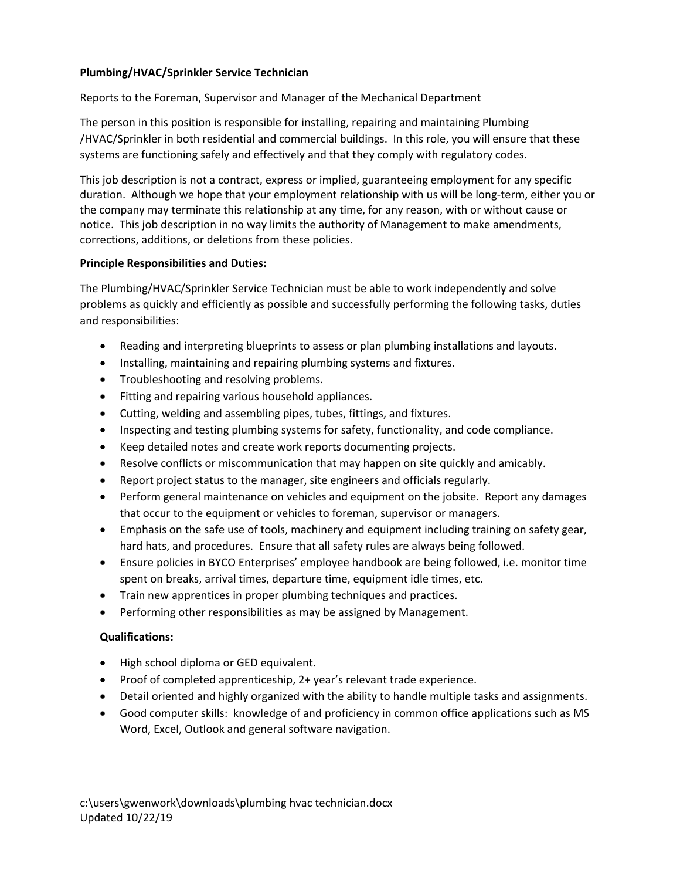**Plumbing/HVAC/Sprinkler Service Technician**

Reports to the Foreman, Supervisor and Manager of the Mechanical Department

The person in this position is responsible for installing, repairing and maintaining Plumbing /HVAC/Sprinkler in both residential and commercial buildings. In this role, you will ensure that these systems are functioning safely and effectively and that they comply with regulatory codes.

This job description is not a contract, express or implied, guaranteeing employment for any specific duration. Although we hope that your employment relationship with us will be long-term, either you or the company may terminate this relationship at any time, for any reason, with or without cause or notice. This job description in no way limits the authority of Management to make amendments, corrections, additions, or deletions from these policies.

**Principle Responsibilities and Duties:**

The Plumbing/HVAC/Sprinkler Service Technician must be able to work independently and solve problems as quickly and efficiently as possible and successfully performing the following tasks, duties and responsibilities:

- Reading and interpreting blueprints to assess or plan plumbing installations and layouts.
- Installing, maintaining and repairing plumbing systems and fixtures.
- Troubleshooting and resolving problems.
- Fitting and repairing various household appliances.
- Cutting, welding and assembling pipes, tubes, fittings, and fixtures.
- Inspecting and testing plumbing systems for safety, functionality, and code compliance.
- Keep detailed notes and create work reports documenting projects.
- Resolve conflicts or miscommunication that may happen on site quickly and amicably.
- Report project status to the manager, site engineers and officials regularly.
- Perform general maintenance on vehicles and equipment on the jobsite. Report any damages that occur to the equipment or vehicles to foreman, supervisor or managers.
- Emphasis on the safe use of tools, machinery and equipment including training on safety gear, hard hats, and procedures. Ensure that all safety rules are always being followed.
- Ensure policies in BYCO Enterprises' employee handbook are being followed, i.e. monitor time spent on breaks, arrival times, departure time, equipment idle times, etc.
- Train new apprentices in proper plumbing techniques and practices.
- Performing other responsibilities as may be assigned by Management.

**Qualifications:**

- High school diploma or GED equivalent.
- Proof of completed apprenticeship, 2+ year's relevant trade experience.
- Detail oriented and highly organized with the ability to handle multiple tasks and assignments.
- Good computer skills: knowledge of and proficiency in common office applications such as MS Word, Excel, Outlook and general software navigation.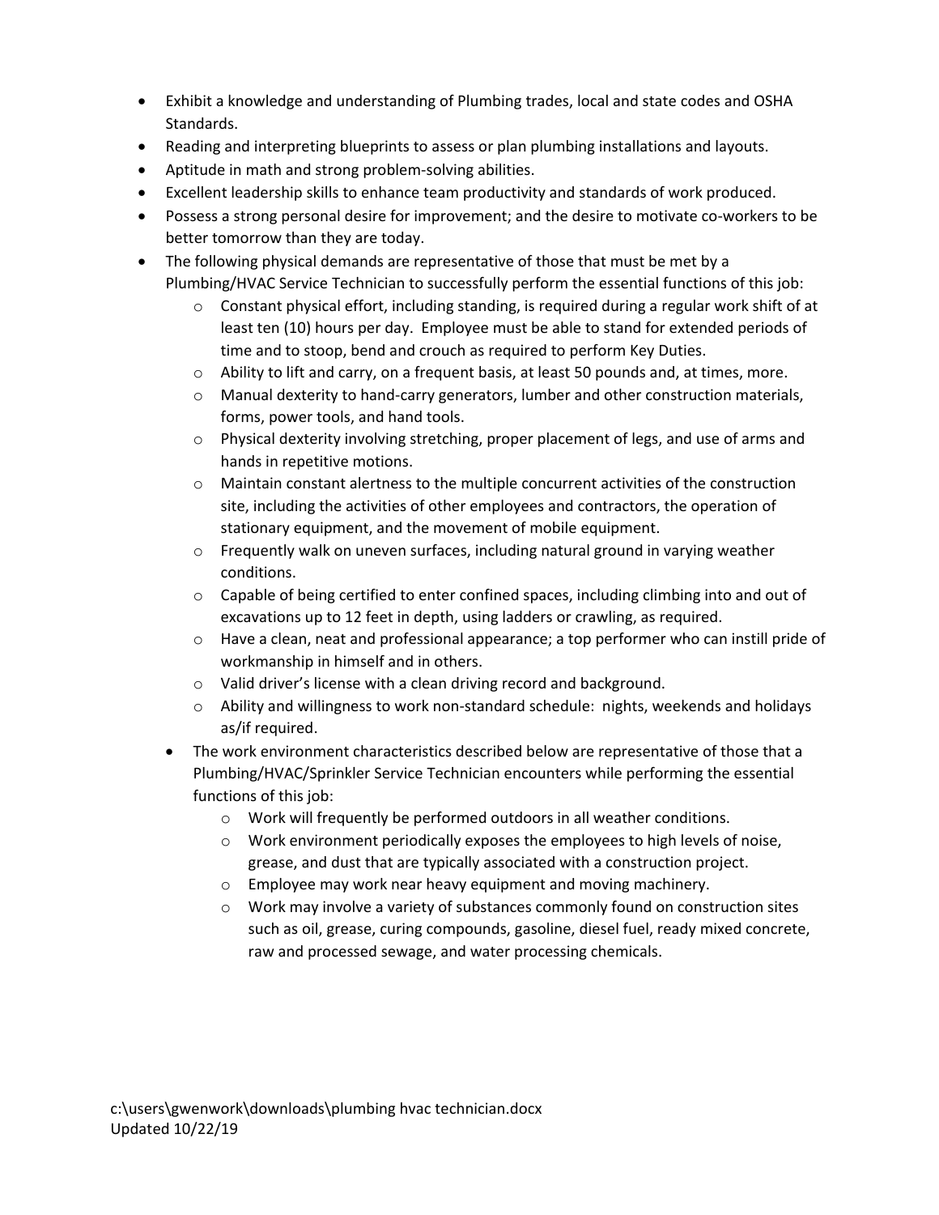- Exhibit a knowledge and understanding of Plumbing trades, local and state codes and OSHA Standards.
- Reading and interpreting blueprints to assess or plan plumbing installations and layouts.
- Aptitude in math and strong problem-solving abilities.
- Excellent leadership skills to enhance team productivity and standards of work produced.
- Possess a strong personal desire for improvement; and the desire to motivate co-workers to be better tomorrow than they are today.
- The following physical demands are representative of those that must be met by a Plumbing/HVAC Service Technician to successfully perform the essential functions of this job:
    - Constant physical effort, including standing, is required during a regular work shift of at least ten (10) hours per day. Employee must be able to stand for extended periods of time and to stoop, bend and crouch as required to perform Key Duties.
    - Ability to lift and carry, on a frequent basis, at least 50 pounds and, at times, more.
    - Manual dexterity to hand-carry generators, lumber and other construction materials, forms, power tools, and hand tools.
    - Physical dexterity involving stretching, proper placement of legs, and use of arms and hands in repetitive motions.
    - Maintain constant alertness to the multiple concurrent activities of the construction site, including the activities of other employees and contractors, the operation of stationary equipment, and the movement of mobile equipment.
    - Frequently walk on uneven surfaces, including natural ground in varying weather conditions.
    - Capable of being certified to enter confined spaces, including climbing into and out of excavations up to 12 feet in depth, using ladders or crawling, as required.
    - Have a clean, neat and professional appearance; a top performer who can instill pride of workmanship in himself and in others.
    - Valid driver's license with a clean driving record and background.
    - Ability and willingness to work non-standard schedule: nights, weekends and holidays as/if required.
- The work environment characteristics described below are representative of those that a Plumbing/HVAC/Sprinkler Service Technician encounters while performing the essential functions of this job:
    - Work will frequently be performed outdoors in all weather conditions.
    - Work environment periodically exposes the employees to high levels of noise, grease, and dust that are typically associated with a construction project.
    - Employee may work near heavy equipment and moving machinery.
    - Work may involve a variety of substances commonly found on construction sites such as oil, grease, curing compounds, gasoline, diesel fuel, ready mixed concrete, raw and processed sewage, and water processing chemicals.

c:\users\gwenwork\downloads\plumbing hvac technician.docx
Updated 10/22/19